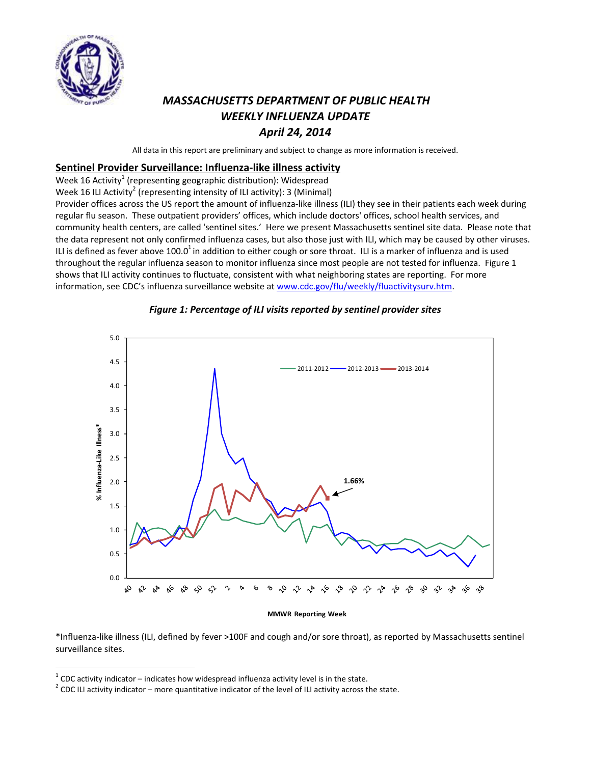# *MASSACHUSETTS DEPARTMENT OF PUBLIC HEALTH*
# *WEEKLY INFLUENZA UPDATE*
# *April 24, 2014*

All data in this report are preliminary and subject to change as more information is received.

## Sentinel Provider Surveillance: Influenza-like illness activity

Week 16 Activity[1] (representing geographic distribution): Widespread
Week 16 ILI Activity[2] (representing intensity of ILI activity): 3 (Minimal)
Provider offices across the US report the amount of influenza-like illness (ILI) they see in their patients each week during regular flu season. These outpatient providers' offices, which include doctors' offices, school health services, and community health centers, are called 'sentinel sites.' Here we present Massachusetts sentinel site data. Please note that the data represent not only confirmed influenza cases, but also those just with ILI, which may be caused by other viruses. ILI is defined as fever above 100.0[1] in addition to either cough or sore throat. ILI is a marker of influenza and is used throughout the regular influenza season to monitor influenza since most people are not tested for influenza. Figure 1 shows that ILI activity continues to fluctuate, consistent with what neighboring states are reporting. For more information, see CDC's influenza surveillance website at www.cdc.gov/flu/weekly/fluactivitysurv.htm.

***Figure 1: Percentage of ILI visits reported by sentinel provider sites***

*Influenza-like illness (ILI, defined by fever >100F and cough and/or sore throat), as reported by Massachusetts sentinel surveillance sites.

---

[1] CDC activity indicator – indicates how widespread influenza activity level is in the state.
[2] CDC ILI activity indicator – more quantitative indicator of the level of ILI activity across the state.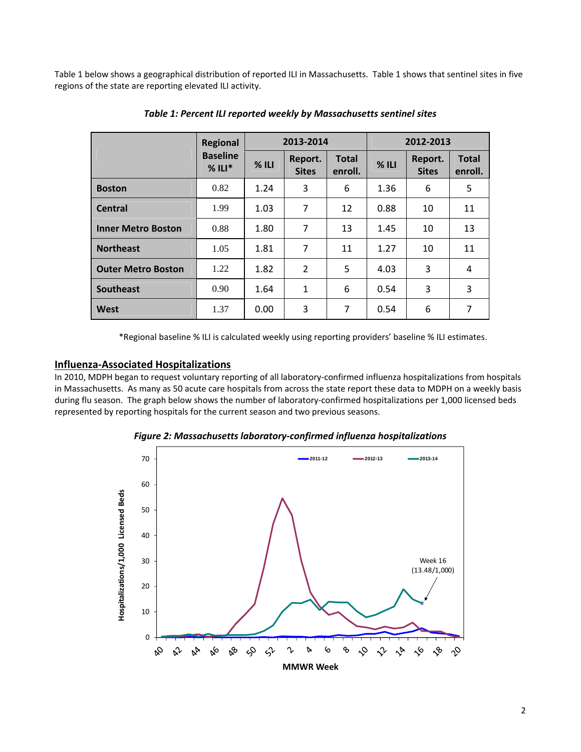Table 1 below shows a geographical distribution of reported ILI in Massachusetts. Table 1 shows that sentinel sites in five regions of the state are reporting elevated ILI activity.

***Table 1: Percent ILI reported weekly by Massachusetts sentinel sites***

| | Regional Baseline % ILI* | 2013-2014 | | | 2012-2013 | | |
|---|---|---|---|---|---|---|---|
| | | % ILI | Report. Sites | Total enroll. | % ILI | Report. Sites | Total enroll. |
| **Boston** | 0.82 | 1.24 | 3 | 6 | 1.36 | 6 | 5 |
| **Central** | 1.99 | 1.03 | 7 | 12 | 0.88 | 10 | 11 |
| **Inner Metro Boston** | 0.88 | 1.80 | 7 | 13 | 1.45 | 10 | 13 |
| **Northeast** | 1.05 | 1.81 | 7 | 11 | 1.27 | 10 | 11 |
| **Outer Metro Boston** | 1.22 | 1.82 | 2 | 5 | 4.03 | 3 | 4 |
| **Southeast** | 0.90 | 1.64 | 1 | 6 | 0.54 | 3 | 3 |
| **West** | 1.37 | 0.00 | 3 | 7 | 0.54 | 6 | 7 |

*Regional baseline % ILI is calculated weekly using reporting providers' baseline % ILI estimates.

## Influenza-Associated Hospitalizations

In 2010, MDPH began to request voluntary reporting of all laboratory-confirmed influenza hospitalizations from hospitals in Massachusetts. As many as 50 acute care hospitals from across the state report these data to MDPH on a weekly basis during flu season. The graph below shows the number of laboratory-confirmed hospitalizations per 1,000 licensed beds represented by reporting hospitals for the current season and two previous seasons.

***Figure 2: Massachusetts laboratory-confirmed influenza hospitalizations***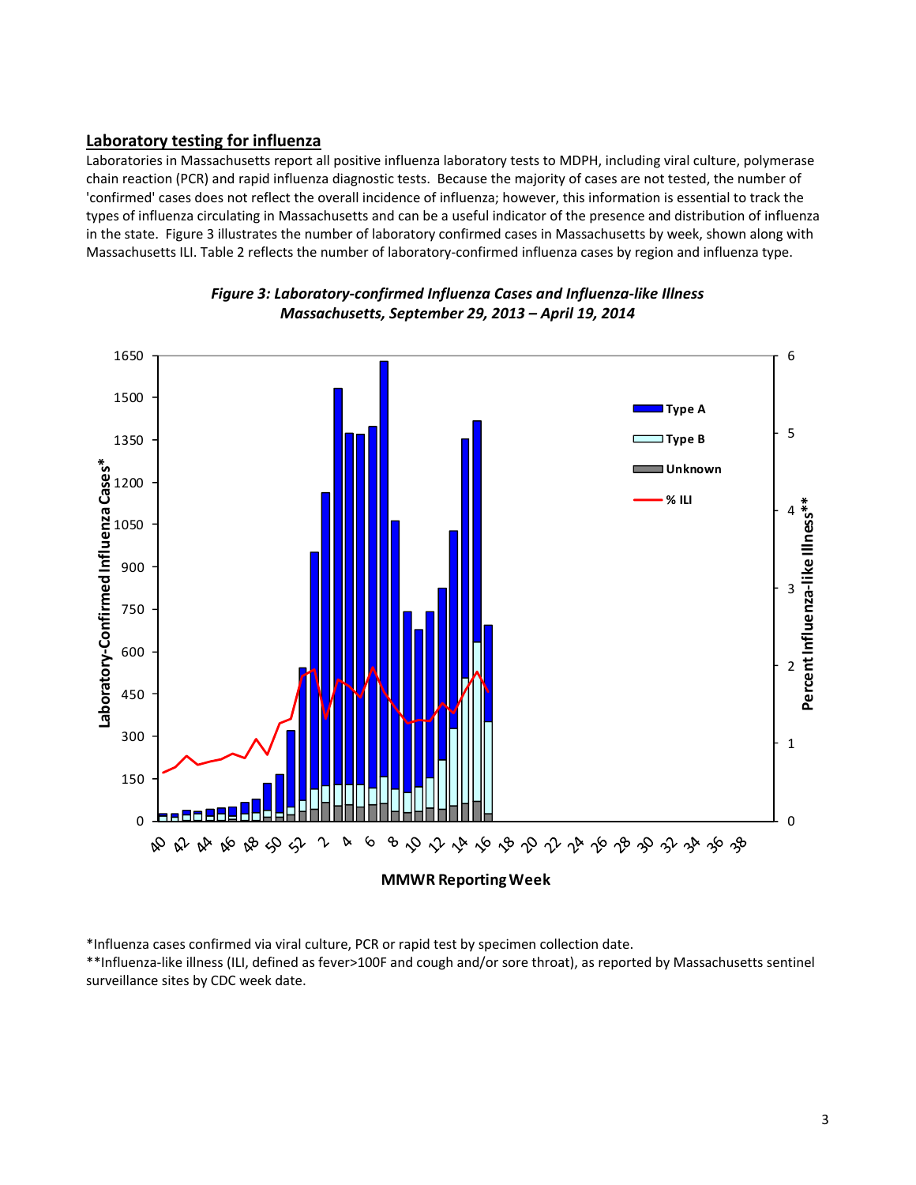## Laboratory testing for influenza

Laboratories in Massachusetts report all positive influenza laboratory tests to MDPH, including viral culture, polymerase chain reaction (PCR) and rapid influenza diagnostic tests. Because the majority of cases are not tested, the number of 'confirmed' cases does not reflect the overall incidence of influenza; however, this information is essential to track the types of influenza circulating in Massachusetts and can be a useful indicator of the presence and distribution of influenza in the state. Figure 3 illustrates the number of laboratory confirmed cases in Massachusetts by week, shown along with Massachusetts ILI. Table 2 reflects the number of laboratory-confirmed influenza cases by region and influenza type.

*Figure 3: Laboratory-confirmed Influenza Cases and Influenza-like Illness Massachusetts, September 29, 2013 – April 19, 2014*

*Influenza cases confirmed via viral culture, PCR or rapid test by specimen collection date.

**Influenza-like illness (ILI, defined as fever>100F and cough and/or sore throat), as reported by Massachusetts sentinel surveillance sites by CDC week date.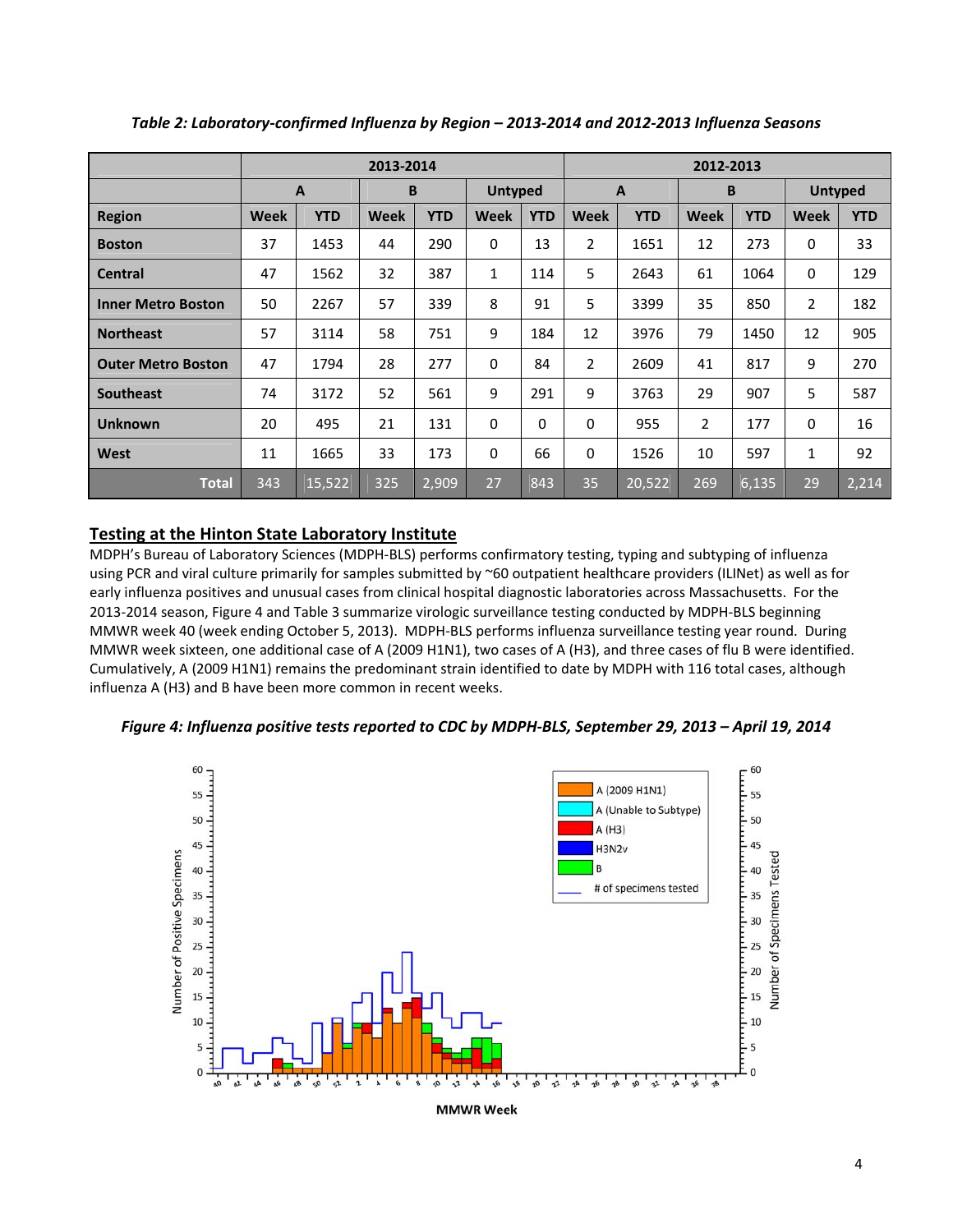*Table 2: Laboratory-confirmed Influenza by Region – 2013-2014 and 2012-2013 Influenza Seasons*

| | 2013-2014 | | | | | | 2012-2013 | | | | | |
|---|---|---|---|---|---|---|---|---|---|---|---|---|
| | A | | B | | Untyped | | A | | B | | Untyped | |
| **Region** | **Week** | **YTD** | **Week** | **YTD** | **Week** | **YTD** | **Week** | **YTD** | **Week** | **YTD** | **Week** | **YTD** |
| **Boston** | 37 | 1453 | 44 | 290 | 0 | 13 | 2 | 1651 | 12 | 273 | 0 | 33 |
| **Central** | 47 | 1562 | 32 | 387 | 1 | 114 | 5 | 2643 | 61 | 1064 | 0 | 129 |
| **Inner Metro Boston** | 50 | 2267 | 57 | 339 | 8 | 91 | 5 | 3399 | 35 | 850 | 2 | 182 |
| **Northeast** | 57 | 3114 | 58 | 751 | 9 | 184 | 12 | 3976 | 79 | 1450 | 12 | 905 |
| **Outer Metro Boston** | 47 | 1794 | 28 | 277 | 0 | 84 | 2 | 2609 | 41 | 817 | 9 | 270 |
| **Southeast** | 74 | 3172 | 52 | 561 | 9 | 291 | 9 | 3763 | 29 | 907 | 5 | 587 |
| **Unknown** | 20 | 495 | 21 | 131 | 0 | 0 | 0 | 955 | 2 | 177 | 0 | 16 |
| **West** | 11 | 1665 | 33 | 173 | 0 | 66 | 0 | 1526 | 10 | 597 | 1 | 92 |
| **Total** | 343 | 15,522 | 325 | 2,909 | 27 | 843 | 35 | 20,522 | 269 | 6,135 | 29 | 2,214 |

## Testing at the Hinton State Laboratory Institute

MDPH's Bureau of Laboratory Sciences (MDPH-BLS) performs confirmatory testing, typing and subtyping of influenza using PCR and viral culture primarily for samples submitted by ~60 outpatient healthcare providers (ILINet) as well as for early influenza positives and unusual cases from clinical hospital diagnostic laboratories across Massachusetts. For the 2013-2014 season, Figure 4 and Table 3 summarize virologic surveillance testing conducted by MDPH-BLS beginning MMWR week 40 (week ending October 5, 2013). MDPH-BLS performs influenza surveillance testing year round. During MMWR week sixteen, one additional case of A (2009 H1N1), two cases of A (H3), and three cases of flu B were identified. Cumulatively, A (2009 H1N1) remains the predominant strain identified to date by MDPH with 116 total cases, although influenza A (H3) and B have been more common in recent weeks.

*Figure 4: Influenza positive tests reported to CDC by MDPH-BLS, September 29, 2013 – April 19, 2014*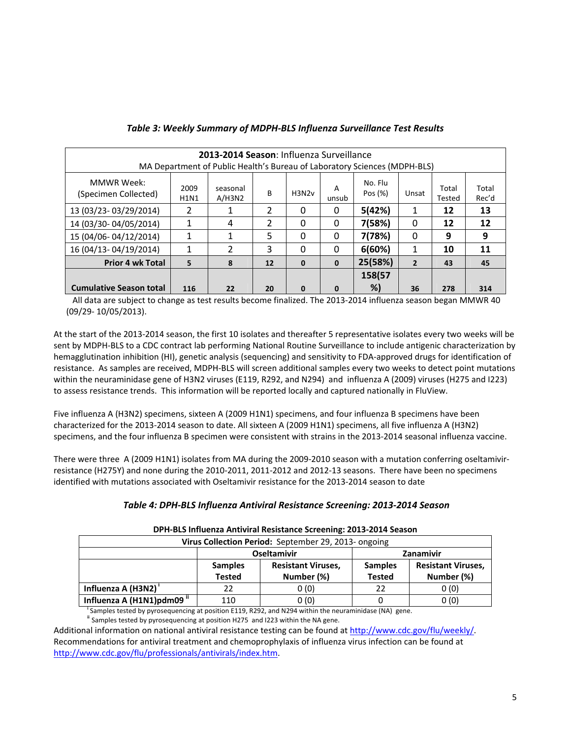*Table 3: Weekly Summary of MDPH-BLS Influenza Surveillance Test Results*

| **2013-2014 Season**: Influenza Surveillance MA Department of Public Health's Bureau of Laboratory Sciences (MDPH-BLS) | | | | | | | | | |
|---|---|---|---|---|---|---|---|---|---|
| MMWR Week: (Specimen Collected) | 2009 H1N1 | seasonal A/H3N2 | B | H3N2v | A unsub | No. Flu Pos (%) | Unsat | Total Tested | Total Rec'd |
| 13 (03/23- 03/29/2014) | 2 | 1 | 2 | 0 | 0 | **5(42%)** | 1 | **12** | **13** |
| 14 (03/30- 04/05/2014) | 1 | 4 | 2 | 0 | 0 | **7(58%)** | 0 | **12** | **12** |
| 15 (04/06- 04/12/2014) | 1 | 1 | 5 | 0 | 0 | **7(78%)** | 0 | **9** | **9** |
| 16 (04/13- 04/19/2014) | 1 | 2 | 3 | 0 | 0 | **6(60%)** | 1 | **10** | **11** |
| **Prior 4 wk Total** | **5** | **8** | **12** | **0** | **0** | **25(58%)** | **2** | **43** | **45** |
| **Cumulative Season total** | **116** | **22** | **20** | **0** | **0** | **158(57%)** | **36** | **278** | **314** |

All data are subject to change as test results become finalized. The 2013-2014 influenza season began MMWR 40 (09/29- 10/05/2013).

At the start of the 2013-2014 season, the first 10 isolates and thereafter 5 representative isolates every two weeks will be sent by MDPH-BLS to a CDC contract lab performing National Routine Surveillance to include antigenic characterization by hemagglutination inhibition (HI), genetic analysis (sequencing) and sensitivity to FDA-approved drugs for identification of resistance. As samples are received, MDPH-BLS will screen additional samples every two weeks to detect point mutations within the neuraminidase gene of H3N2 viruses (E119, R292, and N294) and influenza A (2009) viruses (H275 and I223) to assess resistance trends. This information will be reported locally and captured nationally in FluView.

Five influenza A (H3N2) specimens, sixteen A (2009 H1N1) specimens, and four influenza B specimens have been characterized for the 2013-2014 season to date. All sixteen A (2009 H1N1) specimens, all five influenza A (H3N2) specimens, and the four influenza B specimen were consistent with strains in the 2013-2014 seasonal influenza vaccine.

There were three A (2009 H1N1) isolates from MA during the 2009-2010 season with a mutation conferring oseltamivir-resistance (H275Y) and none during the 2010-2011, 2011-2012 and 2012-13 seasons. There have been no specimens identified with mutations associated with Oseltamivir resistance for the 2013-2014 season to date

*Table 4: DPH-BLS Influenza Antiviral Resistance Screening: 2013-2014 Season*

**DPH-BLS Influenza Antiviral Resistance Screening: 2013-2014 Season**

| **Virus Collection Period:** September 29, 2013- ongoing | | | | |
|---|---|---|---|---|
| | **Oseltamivir** | | **Zanamivir** | |
| | **Samples Tested** | **Resistant Viruses, Number (%)** | **Samples Tested** | **Resistant Viruses, Number (%)** |
| **Influenza A (H3N2)** [i] | 22 | 0 (0) | 22 | 0 (0) |
| **Influenza A (H1N1)pdm09** [ii] | 110 | 0 (0) | 0 | 0 (0) |

[i] Samples tested by pyrosequencing at position E119, R292, and N294 within the neuraminidase (NA) gene.

[ii] Samples tested by pyrosequencing at position H275 and I223 within the NA gene.

Additional information on national antiviral resistance testing can be found at http://www.cdc.gov/flu/weekly/. Recommendations for antiviral treatment and chemoprophylaxis of influenza virus infection can be found at http://www.cdc.gov/flu/professionals/antivirals/index.htm.